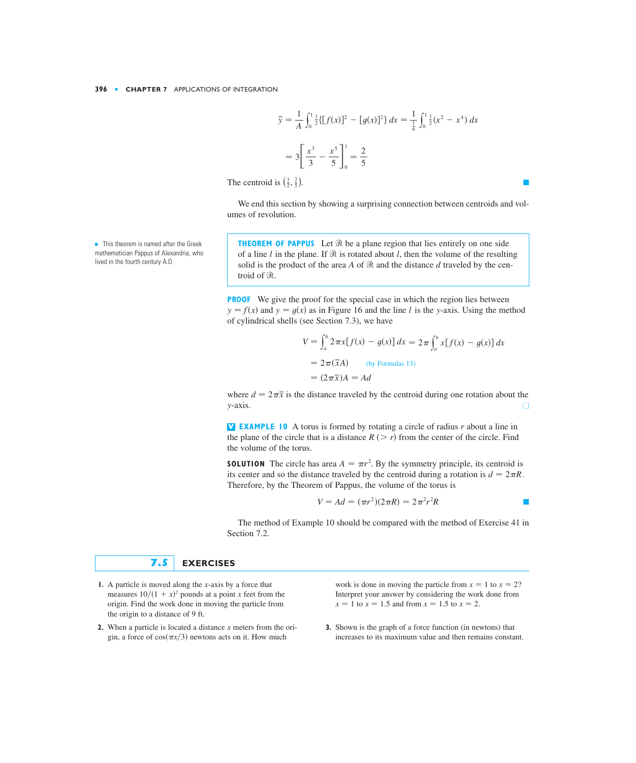$$\bar{y} = \frac{1}{A}\int_0^1 \tfrac{1}{2}\{[f(x)]^2 - [g(x)]^2\}\,dx = \frac{1}{\frac{1}{6}}\int_0^1 \tfrac{1}{2}(x^2 - x^4)\,dx$$

$$= 3\left[\frac{x^3}{3} - \frac{x^5}{5}\right]_0^1 = \frac{2}{5}$$

The centroid is $\left(\frac{1}{2}, \frac{2}{5}\right)$. ■

We end this section by showing a surprising connection between centroids and volumes of revolution.

> This theorem is named after the Greek mathematician Pappus of Alexandria, who lived in the fourth century A.D.

**THEOREM OF PAPPUS** Let $\mathcal{R}$ be a plane region that lies entirely on one side of a line $l$ in the plane. If $\mathcal{R}$ is rotated about $l$, then the volume of the resulting solid is the product of the area $A$ of $\mathcal{R}$ and the distance $d$ traveled by the centroid of $\mathcal{R}$.

**PROOF** We give the proof for the special case in which the region lies between $y = f(x)$ and $y = g(x)$ as in Figure 16 and the line $l$ is the $y$-axis. Using the method of cylindrical shells (see Section 7.3), we have

$$V = \int_a^b 2\pi x[f(x) - g(x)]\,dx = 2\pi \int_a^b x[f(x) - g(x)]\,dx$$

$$= 2\pi(\bar{x}A) \qquad \text{(by Formulas 13)}$$

$$= (2\pi\bar{x})A = Ad$$

where $d = 2\pi\bar{x}$ is the distance traveled by the centroid during one rotation about the $y$-axis. □

**EXAMPLE 10** A torus is formed by rotating a circle of radius $r$ about a line in the plane of the circle that is a distance $R$ ($> r$) from the center of the circle. Find the volume of the torus.

**SOLUTION** The circle has area $A = \pi r^2$. By the symmetry principle, its centroid is its center and so the distance traveled by the centroid during a rotation is $d = 2\pi R$. Therefore, by the Theorem of Pappus, the volume of the torus is

$$V = Ad = (\pi r^2)(2\pi R) = 2\pi^2 r^2 R$$ ■

The method of Example 10 should be compared with the method of Exercise 41 in Section 7.2.

## 7.5 EXERCISES

**1.** A particle is moved along the $x$-axis by a force that measures $10/(1 + x)^2$ pounds at a point $x$ feet from the origin. Find the work done in moving the particle from the origin to a distance of 9 ft.

**2.** When a particle is located a distance $x$ meters from the origin, a force of $\cos(\pi x/3)$ newtons acts on it. How much work is done in moving the particle from $x = 1$ to $x = 2$? Interpret your answer by considering the work done from $x = 1$ to $x = 1.5$ and from $x = 1.5$ to $x = 2$.

**3.** Shown is the graph of a force function (in newtons) that increases to its maximum value and then remains constant.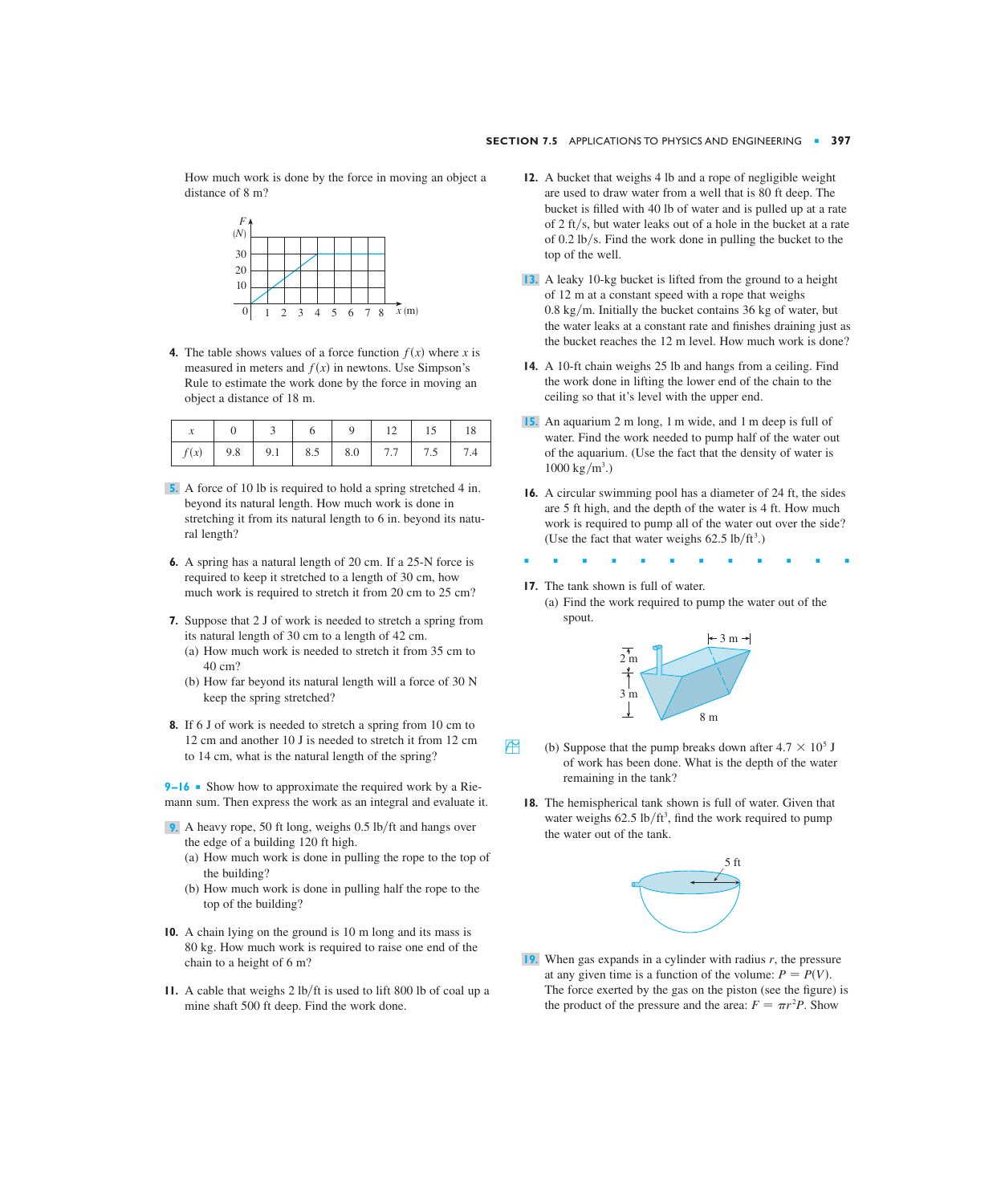How much work is done by the force in moving an object a distance of 8 m?

**4.** The table shows values of a force function $f(x)$ where $x$ is measured in meters and $f(x)$ in newtons. Use Simpson's Rule to estimate the work done by the force in moving an object a distance of 18 m.

| $x$ | 0 | 3 | 6 | 9 | 12 | 15 | 18 |
|---|---|---|---|---|---|---|---|
| $f(x)$ | 9.8 | 9.1 | 8.5 | 8.0 | 7.7 | 7.5 | 7.4 |

**5.** A force of 10 lb is required to hold a spring stretched 4 in. beyond its natural length. How much work is done in stretching it from its natural length to 6 in. beyond its natural length?

**6.** A spring has a natural length of 20 cm. If a 25-N force is required to keep it stretched to a length of 30 cm, how much work is required to stretch it from 20 cm to 25 cm?

**7.** Suppose that 2 J of work is needed to stretch a spring from its natural length of 30 cm to a length of 42 cm.
(a) How much work is needed to stretch it from 35 cm to 40 cm?
(b) How far beyond its natural length will a force of 30 N keep the spring stretched?

**8.** If 6 J of work is needed to stretch a spring from 10 cm to 12 cm and another 10 J is needed to stretch it from 12 cm to 14 cm, what is the natural length of the spring?

**9–16** ▪ Show how to approximate the required work by a Riemann sum. Then express the work as an integral and evaluate it.

**9.** A heavy rope, 50 ft long, weighs 0.5 lb/ft and hangs over the edge of a building 120 ft high.
(a) How much work is done in pulling the rope to the top of the building?
(b) How much work is done in pulling half the rope to the top of the building?

**10.** A chain lying on the ground is 10 m long and its mass is 80 kg. How much work is required to raise one end of the chain to a height of 6 m?

**11.** A cable that weighs 2 lb/ft is used to lift 800 lb of coal up a mine shaft 500 ft deep. Find the work done.

**12.** A bucket that weighs 4 lb and a rope of negligible weight are used to draw water from a well that is 80 ft deep. The bucket is filled with 40 lb of water and is pulled up at a rate of 2 ft/s, but water leaks out of a hole in the bucket at a rate of 0.2 lb/s. Find the work done in pulling the bucket to the top of the well.

**13.** A leaky 10-kg bucket is lifted from the ground to a height of 12 m at a constant speed with a rope that weighs 0.8 kg/m. Initially the bucket contains 36 kg of water, but the water leaks at a constant rate and finishes draining just as the bucket reaches the 12 m level. How much work is done?

**14.** A 10-ft chain weighs 25 lb and hangs from a ceiling. Find the work done in lifting the lower end of the chain to the ceiling so that it's level with the upper end.

**15.** An aquarium 2 m long, 1 m wide, and 1 m deep is full of water. Find the work needed to pump half of the water out of the aquarium. (Use the fact that the density of water is 1000 kg/m$^3$.)

**16.** A circular swimming pool has a diameter of 24 ft, the sides are 5 ft high, and the depth of the water is 4 ft. How much work is required to pump all of the water out over the side? (Use the fact that water weighs 62.5 lb/ft$^3$.)

**17.** The tank shown is full of water.
(a) Find the work required to pump the water out of the spout.
(b) Suppose that the pump breaks down after $4.7 \times 10^5$ J of work has been done. What is the depth of the water remaining in the tank?

**18.** The hemispherical tank shown is full of water. Given that water weighs 62.5 lb/ft$^3$, find the work required to pump the water out of the tank.

**19.** When gas expands in a cylinder with radius $r$, the pressure at any given time is a function of the volume: $P = P(V)$. The force exerted by the gas on the piston (see the figure) is the product of the pressure and the area: $F = \pi r^2 P$. Show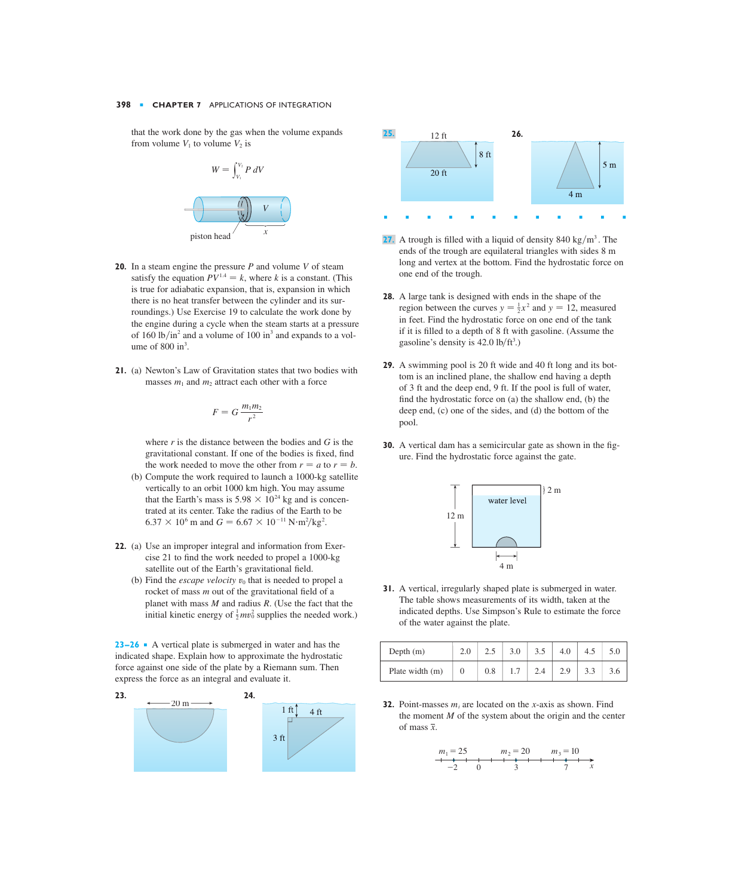that the work done by the gas when the volume expands from volume $V_1$ to volume $V_2$ is

$$W = \int_{V_1}^{V_2} P\,dV$$

piston head

**20.** In a steam engine the pressure $P$ and volume $V$ of steam satisfy the equation $PV^{1.4} = k$, where $k$ is a constant. (This is true for adiabatic expansion, that is, expansion in which there is no heat transfer between the cylinder and its surroundings.) Use Exercise 19 to calculate the work done by the engine during a cycle when the steam starts at a pressure of 160 lb/in$^2$ and a volume of 100 in$^3$ and expands to a volume of 800 in$^3$.

**21.** (a) Newton's Law of Gravitation states that two bodies with masses $m_1$ and $m_2$ attract each other with a force

$$F = G\frac{m_1 m_2}{r^2}$$

where $r$ is the distance between the bodies and $G$ is the gravitational constant. If one of the bodies is fixed, find the work needed to move the other from $r = a$ to $r = b$.

(b) Compute the work required to launch a 1000-kg satellite vertically to an orbit 1000 km high. You may assume that the Earth's mass is $5.98 \times 10^{24}$ kg and is concentrated at its center. Take the radius of the Earth to be $6.37 \times 10^6$ m and $G = 6.67 \times 10^{-11}$ N·m$^2$/kg$^2$.

**22.** (a) Use an improper integral and information from Exercise 21 to find the work needed to propel a 1000-kg satellite out of the Earth's gravitational field.

(b) Find the *escape velocity* $v_0$ that is needed to propel a rocket of mass $m$ out of the gravitational field of a planet with mass $M$ and radius $R$. (Use the fact that the initial kinetic energy of $\frac{1}{2}mv_0^2$ supplies the needed work.)

**23–26** ▪ A vertical plate is submerged in water and has the indicated shape. Explain how to approximate the hydrostatic force against one side of the plate by a Riemann sum. Then express the force as an integral and evaluate it.

**23.** 20 m

**24.** 1 ft, 4 ft, 3 ft

**25.** 12 ft, 8 ft, 20 ft

**26.** 5 m, 4 m

**27.** A trough is filled with a liquid of density 840 kg/m$^3$. The ends of the trough are equilateral triangles with sides 8 m long and vertex at the bottom. Find the hydrostatic force on one end of the trough.

**28.** A large tank is designed with ends in the shape of the region between the curves $y = \frac{1}{2}x^2$ and $y = 12$, measured in feet. Find the hydrostatic force on one end of the tank if it is filled to a depth of 8 ft with gasoline. (Assume the gasoline's density is 42.0 lb/ft$^3$.)

**29.** A swimming pool is 20 ft wide and 40 ft long and its bottom is an inclined plane, the shallow end having a depth of 3 ft and the deep end, 9 ft. If the pool is full of water, find the hydrostatic force on (a) the shallow end, (b) the deep end, (c) one of the sides, and (d) the bottom of the pool.

**30.** A vertical dam has a semicircular gate as shown in the figure. Find the hydrostatic force against the gate.

12 m, water level, 2 m, 4 m

**31.** A vertical, irregularly shaped plate is submerged in water. The table shows measurements of its width, taken at the indicated depths. Use Simpson's Rule to estimate the force of the water against the plate.

| Depth (m) | 2.0 | 2.5 | 3.0 | 3.5 | 4.0 | 4.5 | 5.0 |
|---|---|---|---|---|---|---|---|
| Plate width (m) | 0 | 0.8 | 1.7 | 2.4 | 2.9 | 3.3 | 3.6 |

**32.** Point-masses $m_i$ are located on the $x$-axis as shown. Find the moment $M$ of the system about the origin and the center of mass $\bar{x}$.

$m_1 = 25$ at $-2$, $m_2 = 20$ at $3$, $m_3 = 10$ at $7$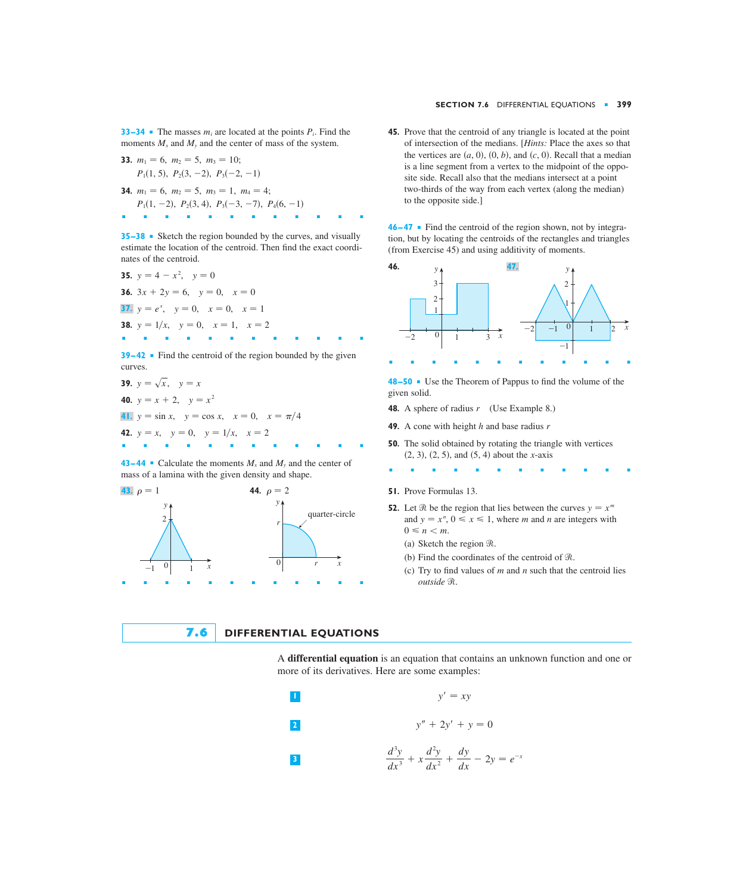**33–34** ■ The masses $m_i$ are located at the points $P_i$. Find the moments $M_x$ and $M_y$ and the center of mass of the system.

**33.** $m_1 = 6,\ m_2 = 5,\ m_3 = 10;$
$P_1(1, 5),\ P_2(3, -2),\ P_3(-2, -1)$

**34.** $m_1 = 6,\ m_2 = 5,\ m_3 = 1,\ m_4 = 4;$
$P_1(1, -2),\ P_2(3, 4),\ P_3(-3, -7),\ P_4(6, -1)$

**35–38** ■ Sketch the region bounded by the curves, and visually estimate the location of the centroid. Then find the exact coordinates of the centroid.

**35.** $y = 4 - x^2, \quad y = 0$

**36.** $3x + 2y = 6, \quad y = 0, \quad x = 0$

**37.** $y = e^x, \quad y = 0, \quad x = 0, \quad x = 1$

**38.** $y = 1/x, \quad y = 0, \quad x = 1, \quad x = 2$

**39–42** ■ Find the centroid of the region bounded by the given curves.

**39.** $y = \sqrt{x}, \quad y = x$

**40.** $y = x + 2, \quad y = x^2$

**41.** $y = \sin x, \quad y = \cos x, \quad x = 0, \quad x = \pi/4$

**42.** $y = x, \quad y = 0, \quad y = 1/x, \quad x = 2$

**43–44** ■ Calculate the moments $M_x$ and $M_y$ and the center of mass of a lamina with the given density and shape.

**43.** $\rho = 1$

y
2
−1
0
1
x

**44.** $\rho = 2$

y
quarter-circle
r
0
r
x

**45.** Prove that the centroid of any triangle is located at the point of intersection of the medians. [*Hints:* Place the axes so that the vertices are $(a, 0)$, $(0, b)$, and $(c, 0)$. Recall that a median is a line segment from a vertex to the midpoint of the opposite side. Recall also that the medians intersect at a point two-thirds of the way from each vertex (along the median) to the opposite side.]

**46–47** ■ Find the centroid of the region shown, not by integration, but by locating the centroids of the rectangles and triangles (from Exercise 45) and using additivity of moments.

**46.**

y
3
2
1
−2
0
1
3
x

**47.**

y
2
1
−2
−1
0
1
2
x
−1

**48–50** ■ Use the Theorem of Pappus to find the volume of the given solid.

**48.** A sphere of radius $r$ (Use Example 8.)

**49.** A cone with height $h$ and base radius $r$

**50.** The solid obtained by rotating the triangle with vertices $(2, 3)$, $(2, 5)$, and $(5, 4)$ about the $x$-axis

**51.** Prove Formulas 13.

**52.** Let $\mathcal{R}$ be the region that lies between the curves $y = x^m$ and $y = x^n$, $0 \leqslant x \leqslant 1$, where $m$ and $n$ are integers with $0 \leqslant n < m$.

(a) Sketch the region $\mathcal{R}$.

(b) Find the coordinates of the centroid of $\mathcal{R}$.

(c) Try to find values of $m$ and $n$ such that the centroid lies *outside* $\mathcal{R}$.

## 7.6 DIFFERENTIAL EQUATIONS

A **differential equation** is an equation that contains an unknown function and one or more of its derivatives. Here are some examples:

**1**
$$y' = xy$$

**2**
$$y'' + 2y' + y = 0$$

**3**
$$\frac{d^3y}{dx^3} + x\frac{d^2y}{dx^2} + \frac{dy}{dx} - 2y = e^{-x}$$